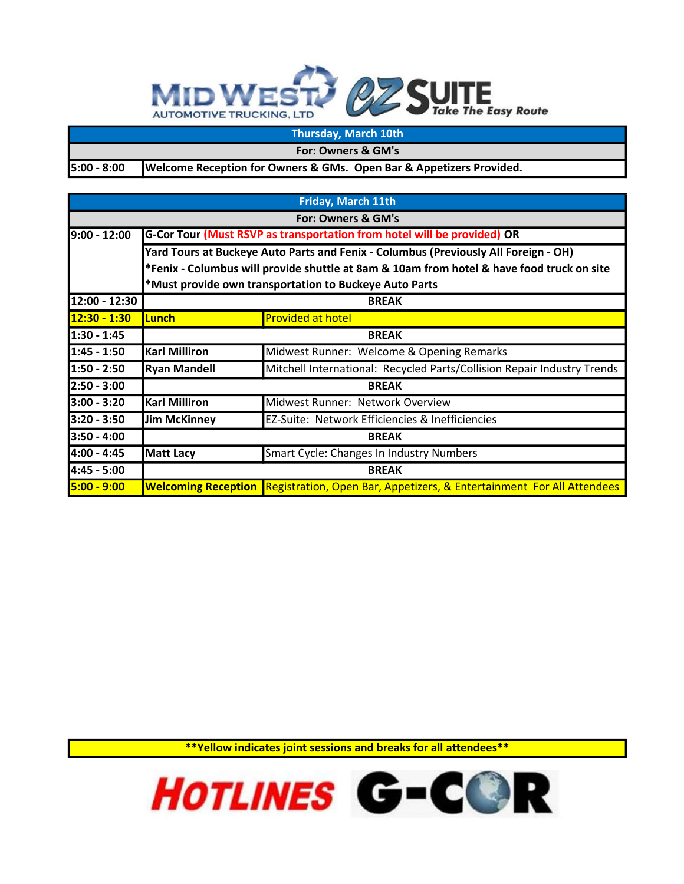| Thursday, March 10th | |
|---|---|
| For: Owners & GM's | |
| 5:00 - 8:00 | Welcome Reception for Owners & GMs. Open Bar & Appetizers Provided. |

| Friday, March 11th | | |
|---|---|---|
| For: Owners & GM's | | |
| 9:00 - 12:00 | G-Cor Tour (Must RSVP as transportation from hotel will be provided) OR<br>Yard Tours at Buckeye Auto Parts and Fenix - Columbus (Previously All Foreign - OH)<br>*Fenix - Columbus will provide shuttle at 8am & 10am from hotel & have food truck on site<br>*Must provide own transportation to Buckeye Auto Parts | |
| 12:00 - 12:30 | BREAK | |
| 12:30 - 1:30 | Lunch | Provided at hotel |
| 1:30 - 1:45 | BREAK | |
| 1:45 - 1:50 | Karl Milliron | Midwest Runner: Welcome & Opening Remarks |
| 1:50 - 2:50 | Ryan Mandell | Mitchell International: Recycled Parts/Collision Repair Industry Trends |
| 2:50 - 3:00 | BREAK | |
| 3:00 - 3:20 | Karl Milliron | Midwest Runner: Network Overview |
| 3:20 - 3:50 | Jim McKinney | EZ-Suite: Network Efficiencies & Inefficiencies |
| 3:50 - 4:00 | BREAK | |
| 4:00 - 4:45 | Matt Lacy | Smart Cycle: Changes In Industry Numbers |
| 4:45 - 5:00 | BREAK | |
| 5:00 - 9:00 | Welcoming Reception | Registration, Open Bar, Appetizers, & Entertainment For All Attendees |

**Yellow indicates joint sessions and breaks for all attendees**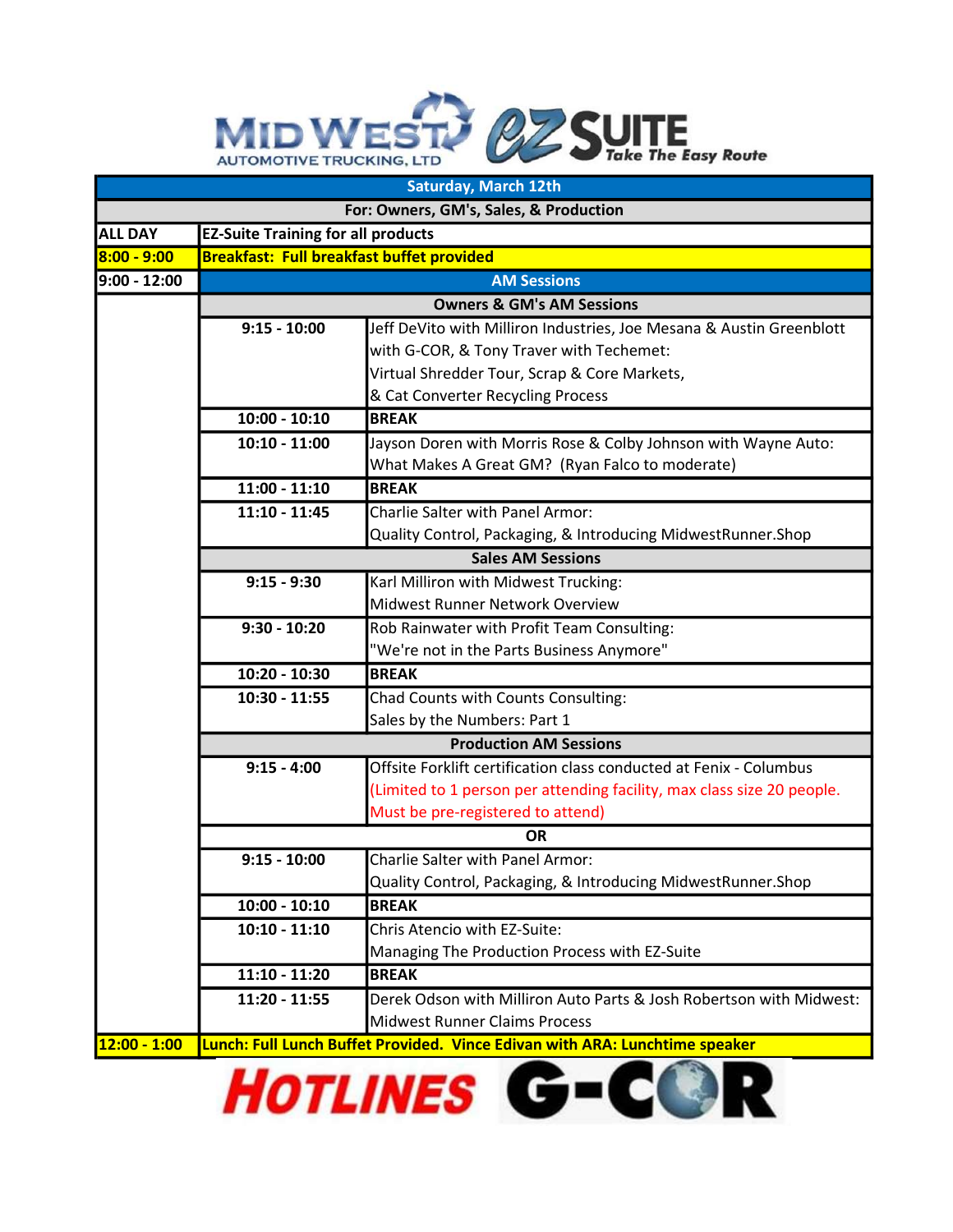MID WEST AUTOMOTIVE TRUCKING, LTD — EZ SUITE Take The Easy Route

| Saturday, March 12th | | |
|---|---|---|
| For: Owners, GM's, Sales, & Production | | |
| **ALL DAY** | **EZ-Suite Training for all products** | |
| **8:00 - 9:00** | **Breakfast: Full breakfast buffet provided** | |
| **9:00 - 12:00** | **AM Sessions** | |
| | **Owners & GM's AM Sessions** | |
| | **9:15 - 10:00** | Jeff DeVito with Milliron Industries, Joe Mesana & Austin Greenblott with G-COR, & Tony Traver with Techemet: Virtual Shredder Tour, Scrap & Core Markets, & Cat Converter Recycling Process |
| | **10:00 - 10:10** | **BREAK** |
| | **10:10 - 11:00** | Jayson Doren with Morris Rose & Colby Johnson with Wayne Auto: What Makes A Great GM? (Ryan Falco to moderate) |
| | **11:00 - 11:10** | **BREAK** |
| | **11:10 - 11:45** | Charlie Salter with Panel Armor: Quality Control, Packaging, & Introducing MidwestRunner.Shop |
| | **Sales AM Sessions** | |
| | **9:15 - 9:30** | Karl Milliron with Midwest Trucking: Midwest Runner Network Overview |
| | **9:30 - 10:20** | Rob Rainwater with Profit Team Consulting: "We're not in the Parts Business Anymore" |
| | **10:20 - 10:30** | **BREAK** |
| | **10:30 - 11:55** | Chad Counts with Counts Consulting: Sales by the Numbers: Part 1 |
| | **Production AM Sessions** | |
| | **9:15 - 4:00** | Offsite Forklift certification class conducted at Fenix - Columbus (Limited to 1 person per attending facility, max class size 20 people. Must be pre-registered to attend) |
| | **OR** | |
| | **9:15 - 10:00** | Charlie Salter with Panel Armor: Quality Control, Packaging, & Introducing MidwestRunner.Shop |
| | **10:00 - 10:10** | **BREAK** |
| | **10:10 - 11:10** | Chris Atencio with EZ-Suite: Managing The Production Process with EZ-Suite |
| | **11:10 - 11:20** | **BREAK** |
| | **11:20 - 11:55** | Derek Odson with Milliron Auto Parts & Josh Robertson with Midwest: Midwest Runner Claims Process |
| **12:00 - 1:00** | **Lunch: Full Lunch Buffet Provided. Vince Edivan with ARA: Lunchtime speaker** | |

HOTLINES G-COR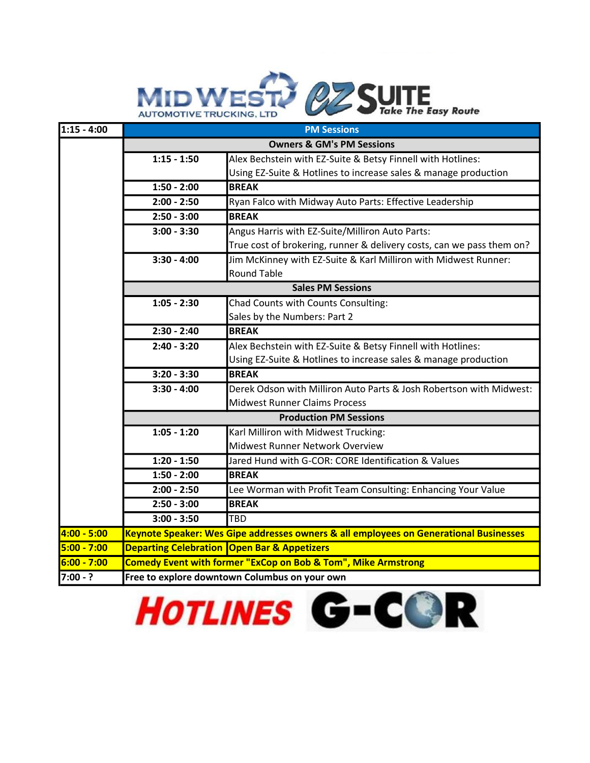| | | |
|---|---|---|
| **1:15 - 4:00** | **PM Sessions** | |
| | **Owners & GM's PM Sessions** | |
| | **1:15 - 1:50** | Alex Bechstein with EZ-Suite & Betsy Finnell with Hotlines: Using EZ-Suite & Hotlines to increase sales & manage production |
| | **1:50 - 2:00** | **BREAK** |
| | **2:00 - 2:50** | Ryan Falco with Midway Auto Parts: Effective Leadership |
| | **2:50 - 3:00** | **BREAK** |
| | **3:00 - 3:30** | Angus Harris with EZ-Suite/Milliron Auto Parts: True cost of brokering, runner & delivery costs, can we pass them on? |
| | **3:30 - 4:00** | Jim McKinney with EZ-Suite & Karl Milliron with Midwest Runner: Round Table |
| | **Sales PM Sessions** | |
| | **1:05 - 2:30** | Chad Counts with Counts Consulting: Sales by the Numbers: Part 2 |
| | **2:30 - 2:40** | **BREAK** |
| | **2:40 - 3:20** | Alex Bechstein with EZ-Suite & Betsy Finnell with Hotlines: Using EZ-Suite & Hotlines to increase sales & manage production |
| | **3:20 - 3:30** | **BREAK** |
| | **3:30 - 4:00** | Derek Odson with Milliron Auto Parts & Josh Robertson with Midwest: Midwest Runner Claims Process |
| | **Production PM Sessions** | |
| | **1:05 - 1:20** | Karl Milliron with Midwest Trucking: Midwest Runner Network Overview |
| | **1:20 - 1:50** | Jared Hund with G-COR: CORE Identification & Values |
| | **1:50 - 2:00** | **BREAK** |
| | **2:00 - 2:50** | Lee Worman with Profit Team Consulting: Enhancing Your Value |
| | **2:50 - 3:00** | **BREAK** |
| | **3:00 - 3:50** | TBD |
| **4:00 - 5:00** | **Keynote Speaker: Wes Gipe addresses owners & all employees on Generational Businesses** | |
| **5:00 - 7:00** | **Departing Celebration** | **Open Bar & Appetizers** |
| **6:00 - 7:00** | **Comedy Event with former "ExCop on Bob & Tom", Mike Armstrong** | |
| **7:00 - ?** | **Free to explore downtown Columbus on your own** | |